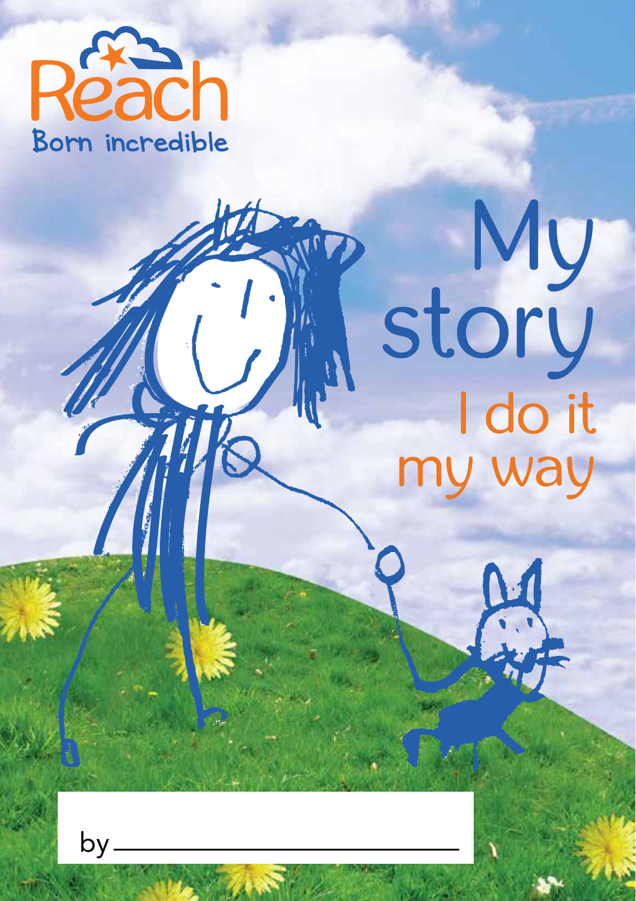Reach

Born incredible

# My story

## I do it my way

by \_\_\_\_\_\_\_\_\_\_\_\_\_\_\_\_\_\_\_\_\_\_\_\_\_\_\_\_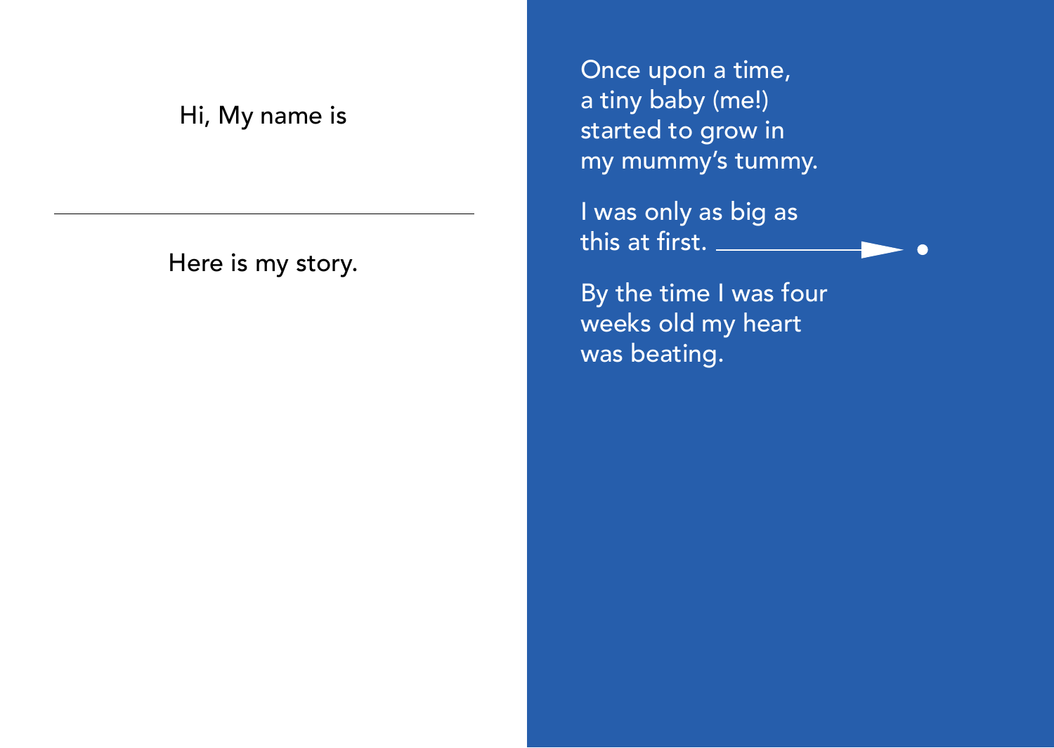Hi, My name is

\_\_\_\_\_\_\_\_\_\_\_\_\_\_\_\_\_\_\_\_\_\_\_\_\_\_\_\_\_\_\_\_

Here is my story.

Once upon a time,
a tiny baby (me!)
started to grow in
my mummy's tummy.

I was only as big as
this at first. ——► •

By the time I was four
weeks old my heart
was beating.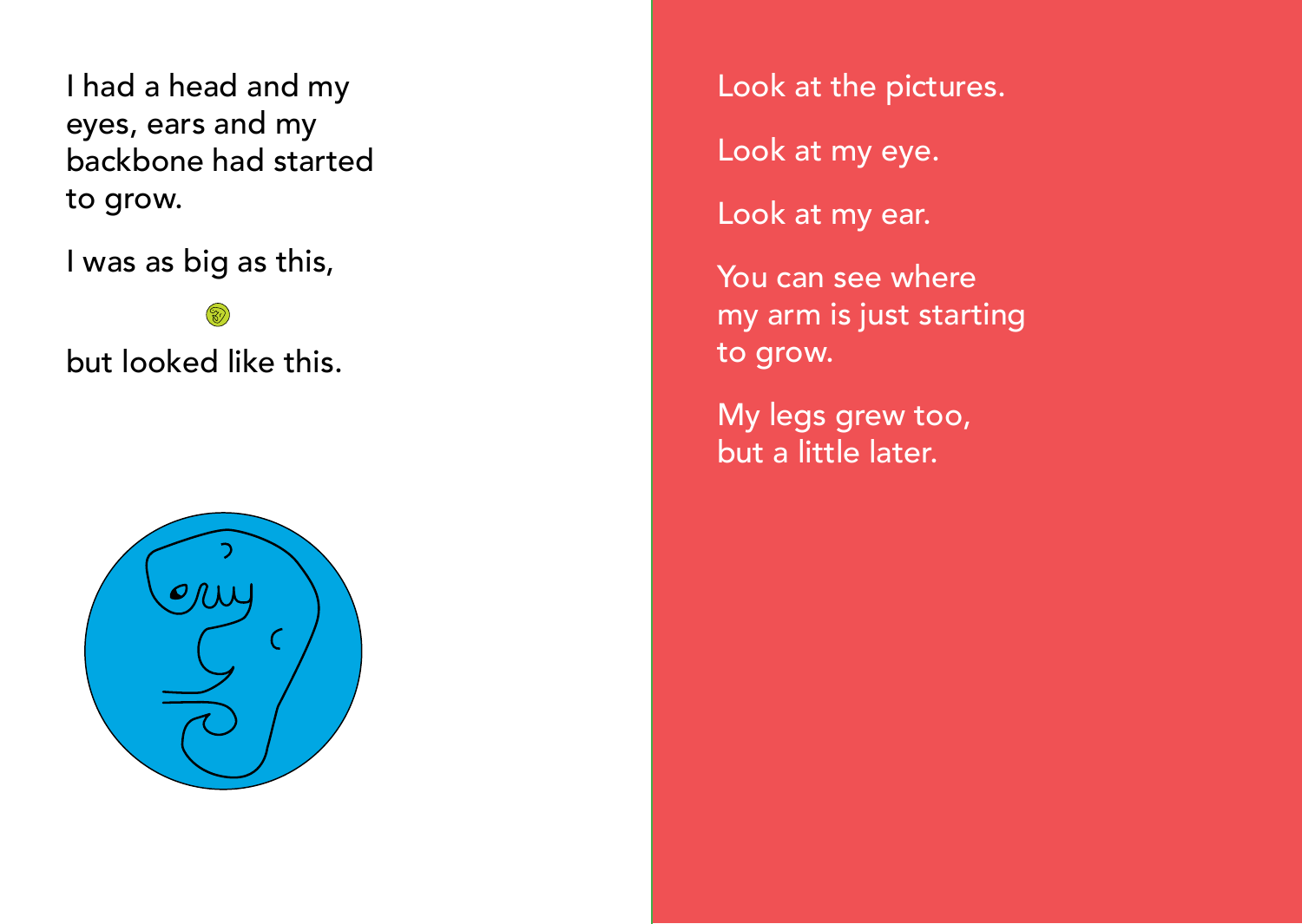I had a head and my eyes, ears and my backbone had started to grow.

I was as big as this,

but looked like this.

Look at the pictures.

Look at my eye.

Look at my ear.

You can see where my arm is just starting to grow.

My legs grew too, but a little later.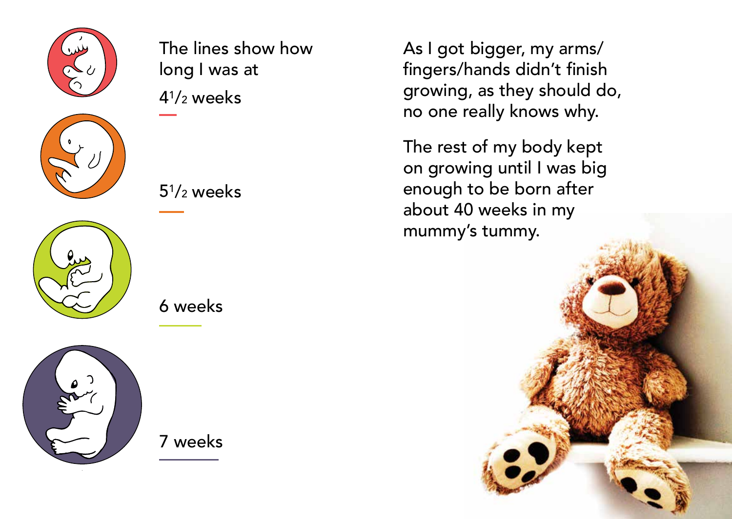The lines show how long I was at

4½ weeks

5½ weeks

6 weeks

7 weeks

As I got bigger, my arms/fingers/hands didn't finish growing, as they should do, no one really knows why.

The rest of my body kept on growing until I was big enough to be born after about 40 weeks in my mummy's tummy.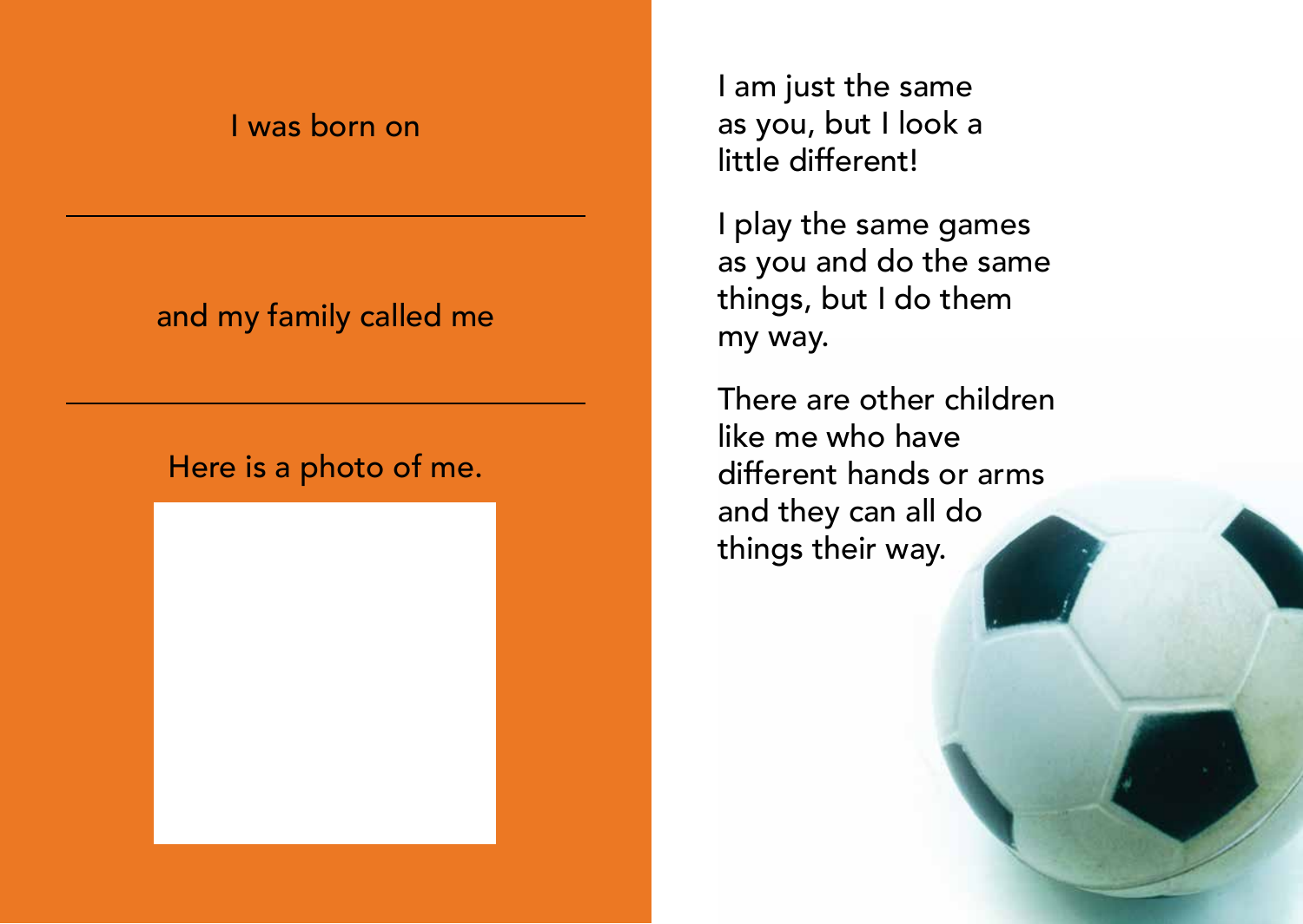I was born on

\_\_\_\_\_\_\_\_\_\_\_\_\_\_\_\_\_\_\_\_\_\_\_\_\_\_\_\_\_\_

and my family called me

\_\_\_\_\_\_\_\_\_\_\_\_\_\_\_\_\_\_\_\_\_\_\_\_\_\_\_\_\_\_

Here is a photo of me.

I am just the same as you, but I look a little different!

I play the same games as you and do the same things, but I do them my way.

There are other children like me who have different hands or arms and they can all do things their way.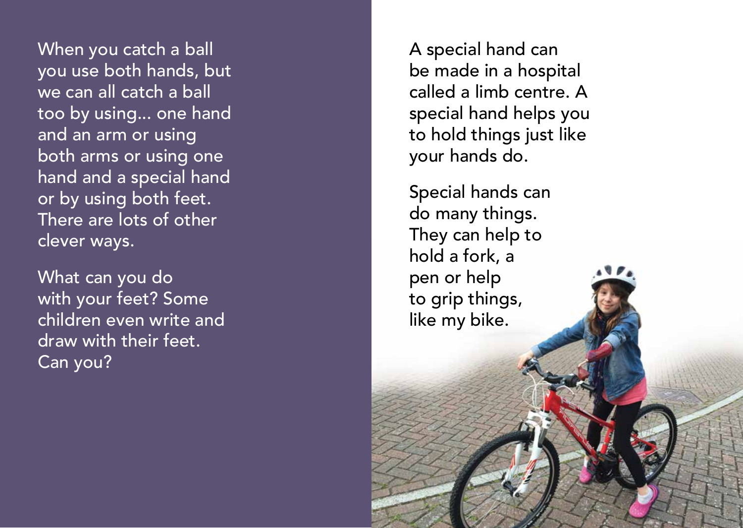When you catch a ball you use both hands, but we can all catch a ball too by using... one hand and an arm or using both arms or using one hand and a special hand or by using both feet. There are lots of other clever ways.

What can you do with your feet? Some children even write and draw with their feet. Can you?

A special hand can be made in a hospital called a limb centre. A special hand helps you to hold things just like your hands do.

Special hands can do many things. They can help to hold a fork, a pen or help to grip things, like my bike.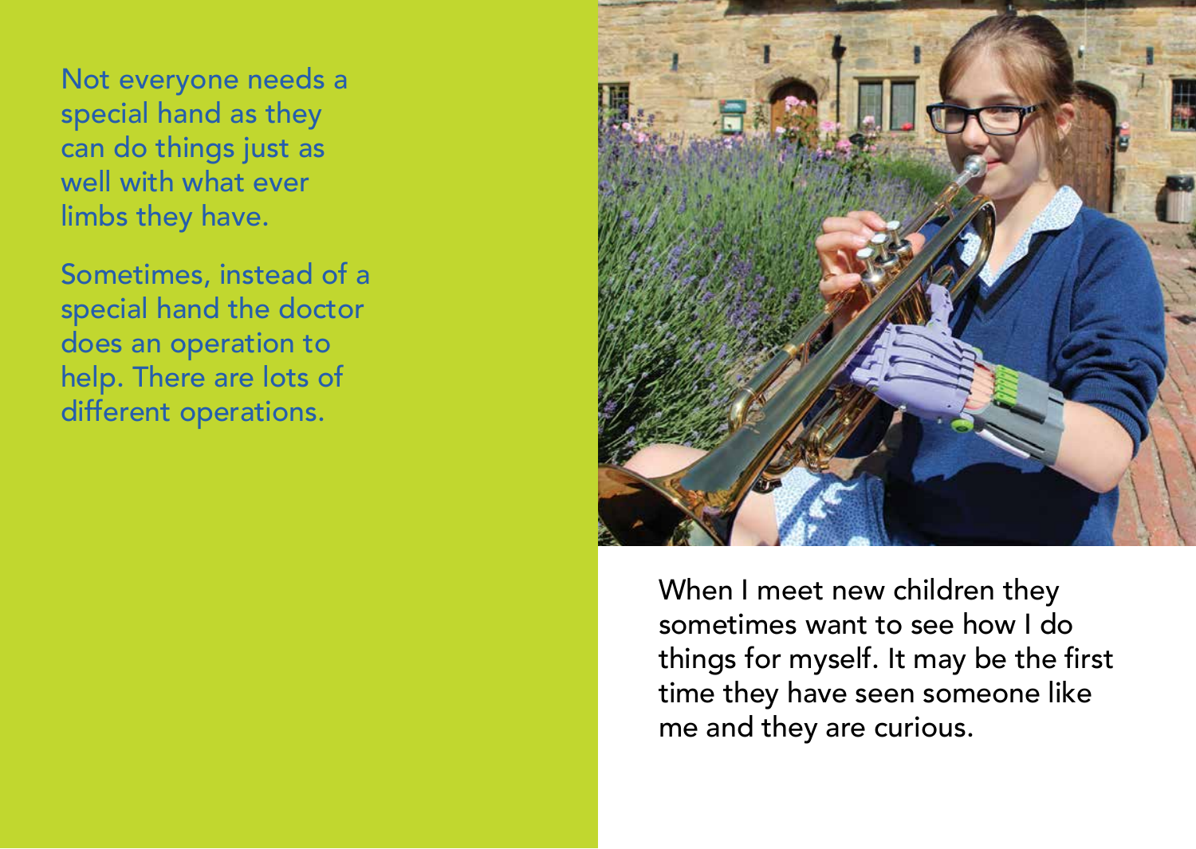Not everyone needs a special hand as they can do things just as well with what ever limbs they have.

Sometimes, instead of a special hand the doctor does an operation to help. There are lots of different operations.

When I meet new children they sometimes want to see how I do things for myself. It may be the first time they have seen someone like me and they are curious.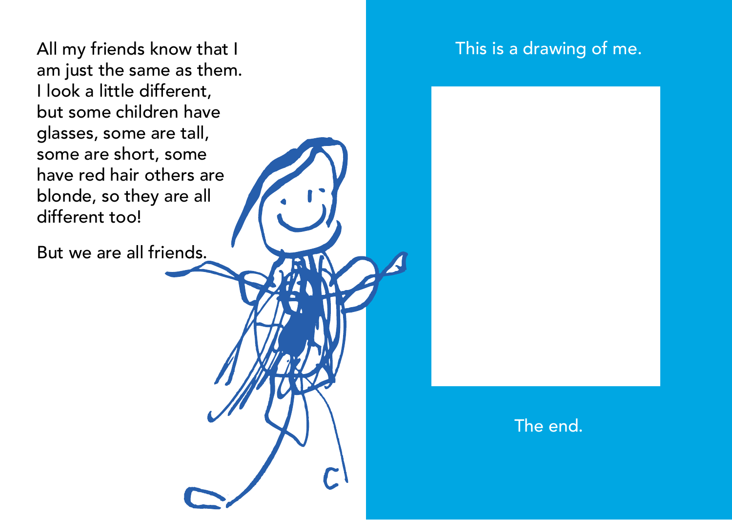All my friends know that I am just the same as them. I look a little different, but some children have glasses, some are tall, some are short, some have red hair others are blonde, so they are all different too!

But we are all friends.

This is a drawing of me.

The end.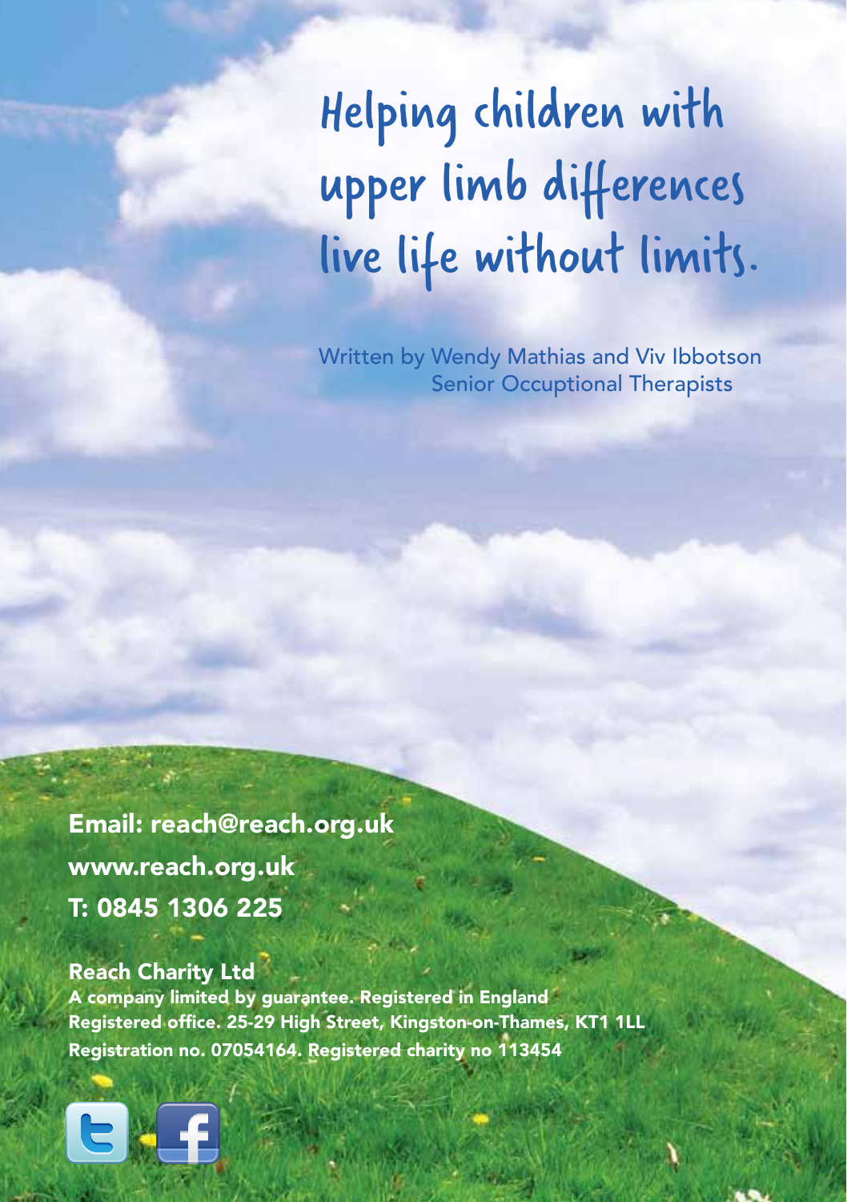# Helping children with upper limb differences live life without limits.

Written by Wendy Mathias and Viv Ibbotson
Senior Occuptional Therapists

**Email: reach@reach.org.uk**
**www.reach.org.uk**
**T: 0845 1306 225**

**Reach Charity Ltd**
**A company limited by guarantee. Registered in England**
**Registered office. 25-29 High Street, Kingston-on-Thames, KT1 1LL**
**Registration no. 07054164. Registered charity no 113454**